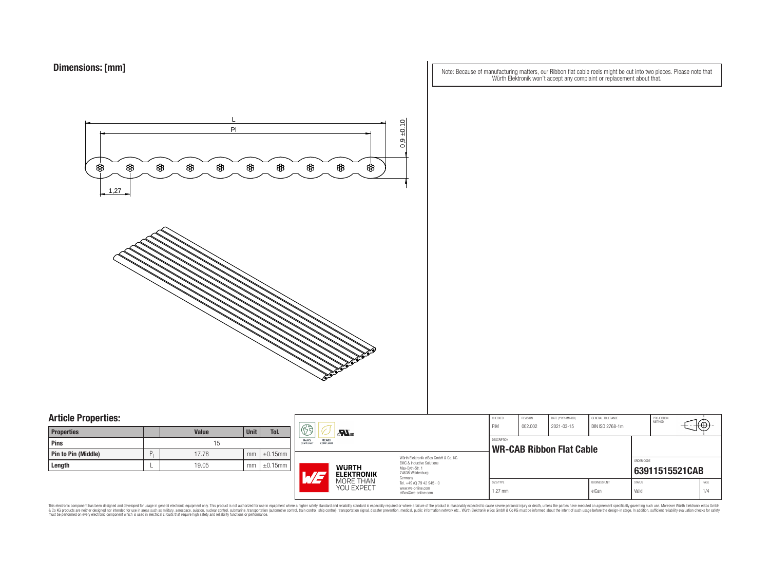## Dimensions: [mm]

Note: Because of manufacturing matters, our Ribbon flat cable reels might be cut into two pieces. Please note that Würth Elektronik won't accept any complaint or replacement about that.

L

Pl

0,9 ±0,10

1,27

## Article Properties:

| Properties | | Value | Unit | Tol. |
|---|---|---|---|---|
| Pins | | 15 | | |
| Pin to Pin (Middle) | $P_l$ | 17.78 | mm | ±0.15mm |
| Length | L | 19.05 | mm | ±0.15mm |

RoHS COMPLIANT | REACh COMPLIANT | cULus

WÜRTH ELEKTRONIK MORE THAN YOU EXPECT

Würth Elektronik eiSos GmbH & Co. KG
EMC & Inductive Solutions
Max-Eyth-Str. 1
74638 Waldenburg
Germany
Tel. +49 (0) 79 42 945 - 0
www.we-online.com
eiSos@we-online.com

| CHECKED | REVISION | DATE (YYYY-MM-DD) | GENERAL TOLERANCE | PROJECTION METHOD |
|---|---|---|---|---|
| PiM | 002.002 | 2021-03-15 | DIN ISO 2768-1m | |

DESCRIPTION

**WR-CAB Ribbon Flat Cable**

ORDER CODE

**63911515521CAB**

| SIZE/TYPE | BUSINESS UNIT | STATUS | PAGE |
|---|---|---|---|
| 1.27 mm | eiCan | Valid | 1/4 |

This electronic component has been designed and developed for usage in general electronic equipment only. This product is not authorized for use in equipment where a higher safety standard and reliability standard is especially required or where a failure of the product is reasonably expected to cause severe personal injury or death, unless the parties have executed an agreement specifically governing such usage. Moreover Würth Elektronik eiSos GmbH & Co KG products are neither designed nor intended for use in areas such as military, aerospace, aviation, nuclear control, submarine, transportation (automotive control, train control, ship control), transportation signal, disaster prevention, medical, public information network etc.. Würth Elektronik eiSos GmbH & Co KG must be informed about the intent of such usage before the design-in stage. In addition, sufficient reliability evaluation checks for safety must be performed on every electronic component which is used in electrical circuits that require high safety and reliability functions or performance.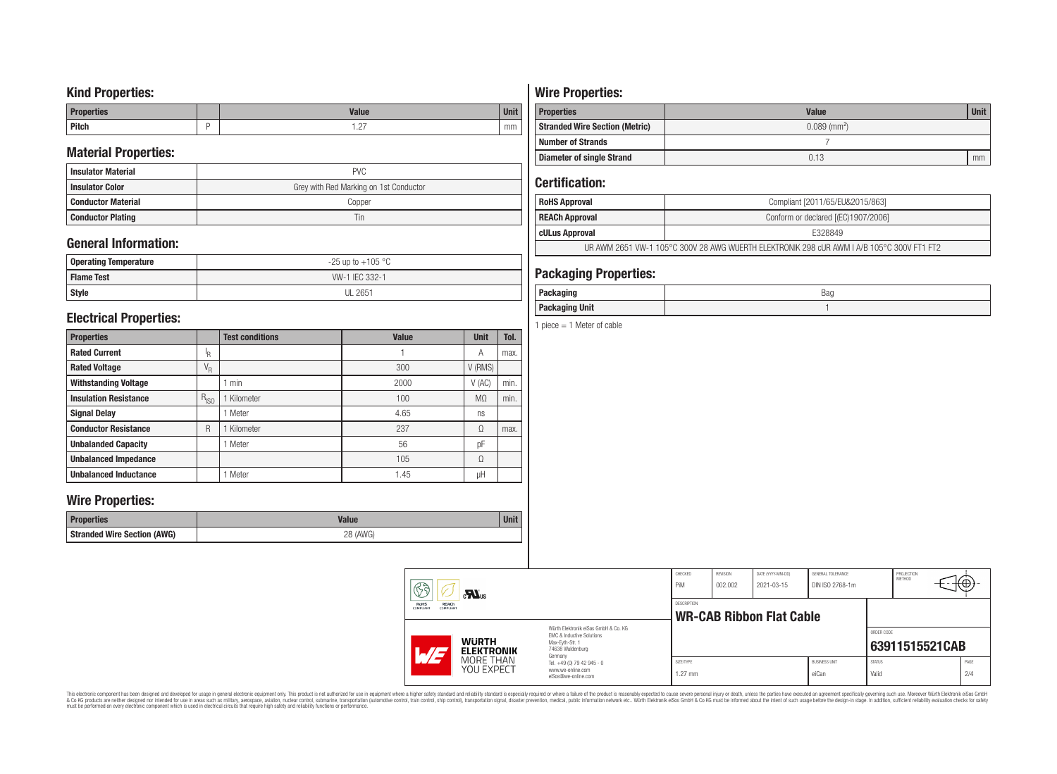## Kind Properties:

| Properties | | Value | Unit |
|---|---|---|---|
| Pitch | P | 1.27 | mm |

## Material Properties:

| | |
|---|---|
| Insulator Material | PVC |
| Insulator Color | Grey with Red Marking on 1st Conductor |
| Conductor Material | Copper |
| Conductor Plating | Tin |

## General Information:

| | |
|---|---|
| Operating Temperature | -25 up to +105 °C |
| Flame Test | VW-1 IEC 332-1 |
| Style | UL 2651 |

## Electrical Properties:

| Properties | | Test conditions | Value | Unit | Tol. |
|---|---|---|---|---|---|
| Rated Current | $I_R$ | | 1 | A | max. |
| Rated Voltage | $V_R$ | | 300 | V (RMS) | |
| Withstanding Voltage | | 1 min | 2000 | V (AC) | min. |
| Insulation Resistance | $R_{ISO}$ | 1 Kilometer | 100 | MΩ | min. |
| Signal Delay | | 1 Meter | 4.65 | ns | |
| Conductor Resistance | R | 1 Kilometer | 237 | Ω | max. |
| Unbalanded Capacity | | 1 Meter | 56 | pF | |
| Unbalanced Impedance | | | 105 | Ω | |
| Unbalanced Inductance | | 1 Meter | 1.45 | µH | |

## Wire Properties:

| Properties | Value | Unit |
|---|---|---|
| Stranded Wire Section (AWG) | 28 (AWG) | |

## Wire Properties:

| Properties | Value | Unit |
|---|---|---|
| Stranded Wire Section (Metric) | 0.089 (mm²) | |
| Number of Strands | 7 | |
| Diameter of single Strand | 0.13 | mm |

## Certification:

| | |
|---|---|
| RoHS Approval | Compliant [2011/65/EU&2015/863] |
| REACh Approval | Conform or declared [(EC)1907/2006] |
| cULus Approval | E328849 |
| UR AWM 2651 VW-1 105°C 300V 28 AWG WUERTH ELEKTRONIK 298 cUR AWM I A/B 105°C 300V FT1 FT2 | |

## Packaging Properties:

| | |
|---|---|
| Packaging | Bag |
| Packaging Unit | 1 |

1 piece = 1 Meter of cable

| CHECKED | REVISION | DATE (YYYY-MM-DD) | GENERAL TOLERANCE | PROJECTION METHOD |
|---|---|---|---|---|
| PiM | 002.002 | 2021-03-15 | DIN ISO 2768-1m | |

DESCRIPTION: **WR-CAB Ribbon Flat Cable**

ORDER CODE: **63911515521CAB**

| SIZE/TYPE | BUSINESS UNIT | STATUS | PAGE |
|---|---|---|---|
| 1.27 mm | eiCan | Valid | 2/4 |

Würth Elektronik eiSos GmbH & Co. KG
EMC & Inductive Solutions
Max-Eyth-Str. 1
74638 Waldenburg
Germany
Tel. +49 (0) 79 42 945 - 0
www.we-online.com
eiSos@we-online.com

This electronic component has been designed and developed for usage in general electronic equipment only. This product is not authorized for use in equipment where a higher safety standard and reliability standard is especially required or where a failure of the product is reasonably expected to cause severe personal injury or death, unless the parties have executed an agreement specifically governing such use. Moreover Würth Elektronik eiSos GmbH & Co KG products are neither designed nor intended for use in areas such as military, aerospace, aviation, nuclear control, submarine, transportation (automotive control, train control, ship control), transportation signal, disaster prevention, medical, public information network etc.. Würth Elektronik eiSos GmbH & Co KG must be informed about the intent of such usage before the design-in stage. In addition, sufficient reliability evaluation checks for safety must be performed on every electronic component which is used in electrical circuits that require high safety and reliability functions or performance.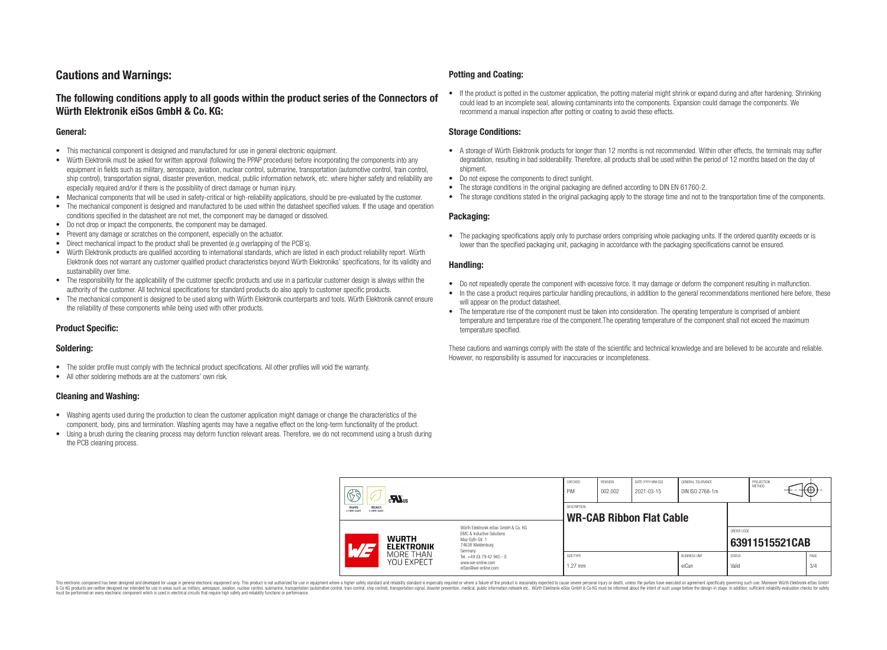# Cautions and Warnings:

## The following conditions apply to all goods within the product series of the Connectors of Würth Elektronik eiSos GmbH & Co. KG:

### General:

- This mechanical component is designed and manufactured for use in general electronic equipment.
- Würth Elektronik must be asked for written approval (following the PPAP procedure) before incorporating the components into any equipment in fields such as military, aerospace, aviation, nuclear control, submarine, transportation (automotive control, train control, ship control), transportation signal, disaster prevention, medical, public information network, etc. where higher safety and reliability are especially required and/or if there is the possibility of direct damage or human injury.
- Mechanical components that will be used in safety-critical or high-reliability applications, should be pre-evaluated by the customer.
- The mechanical component is designed and manufactured to be used within the datasheet specified values. If the usage and operation conditions specified in the datasheet are not met, the component may be damaged or dissolved.
- Do not drop or impact the components, the component may be damaged.
- Prevent any damage or scratches on the component, especially on the actuator.
- Direct mechanical impact to the product shall be prevented (e.g overlapping of the PCB´s).
- Würth Elektronik products are qualified according to international standards, which are listed in each product reliability report. Würth Elektronik does not warrant any customer qualified product characteristics beyond Würth Elektroniks' specifications, for its validity and sustainability over time.
- The responsibility for the applicability of the customer specific products and use in a particular customer design is always within the authority of the customer. All technical specifications for standard products do also apply to customer specific products.
- The mechanical component is designed to be used along with Würth Elektronik counterparts and tools. Würth Elektronik cannot ensure the reliability of these components while being used with other products.

### Product Specific:

### Soldering:

- The solder profile must comply with the technical product specifications. All other profiles will void the warranty.
- All other soldering methods are at the customers' own risk.

### Cleaning and Washing:

- Washing agents used during the production to clean the customer application might damage or change the characteristics of the component, body, pins and termination. Washing agents may have a negative effect on the long-term functionality of the product.
- Using a brush during the cleaning process may deform function relevant areas. Therefore, we do not recommend using a brush during the PCB cleaning process.

### Potting and Coating:

- If the product is potted in the customer application, the potting material might shrink or expand during and after hardening. Shrinking could lead to an incomplete seal, allowing contaminants into the components. Expansion could damage the components. We recommend a manual inspection after potting or coating to avoid these effects.

### Storage Conditions:

- A storage of Würth Elektronik products for longer than 12 months is not recommended. Within other effects, the terminals may suffer degradation, resulting in bad solderability. Therefore, all products shall be used within the period of 12 months based on the day of shipment.
- Do not expose the components to direct sunlight.
- The storage conditions in the original packaging are defined according to DIN EN 61760-2.
- The storage conditions stated in the original packaging apply to the storage time and not to the transportation time of the components.

### Packaging:

- The packaging specifications apply only to purchase orders comprising whole packaging units. If the ordered quantity exceeds or is lower than the specified packaging unit, packaging in accordance with the packaging specifications cannot be ensured.

### Handling:

- Do not repeatedly operate the component with excessive force. It may damage or deform the component resulting in malfunction.
- In the case a product requires particular handling precautions, in addition to the general recommendations mentioned here before, these will appear on the product datasheet.
- The temperature rise of the component must be taken into consideration. The operating temperature is comprised of ambient temperature and temperature rise of the component.The operating temperature of the component shall not exceed the maximum temperature specified.

These cautions and warnings comply with the state of the scientific and technical knowledge and are believed to be accurate and reliable. However, no responsibility is assumed for inaccuracies or incompleteness.

| CHECKED | REVISION | DATE (YYYY-MM-DD) | GENERAL TOLERANCE | PROJECTION METHOD |
|---|---|---|---|---|
| PiM | 002.002 | 2021-03-15 | DIN ISO 2768-1m | |

| DESCRIPTION | ORDER CODE |
|---|---|
| WR-CAB Ribbon Flat Cable | 63911515521CAB |

| SIZE/TYPE | BUSINESS UNIT | STATUS | PAGE |
|---|---|---|---|
| 1.27 mm | eiCan | Valid | 3/4 |

Würth Elektronik eiSos GmbH & Co. KG
EMC & Inductive Solutions
Max-Eyth-Str. 1
74638 Waldenburg
Germany
Tel. +49 (0) 79 42 945 - 0
www.we-online.com
eiSos@we-online.com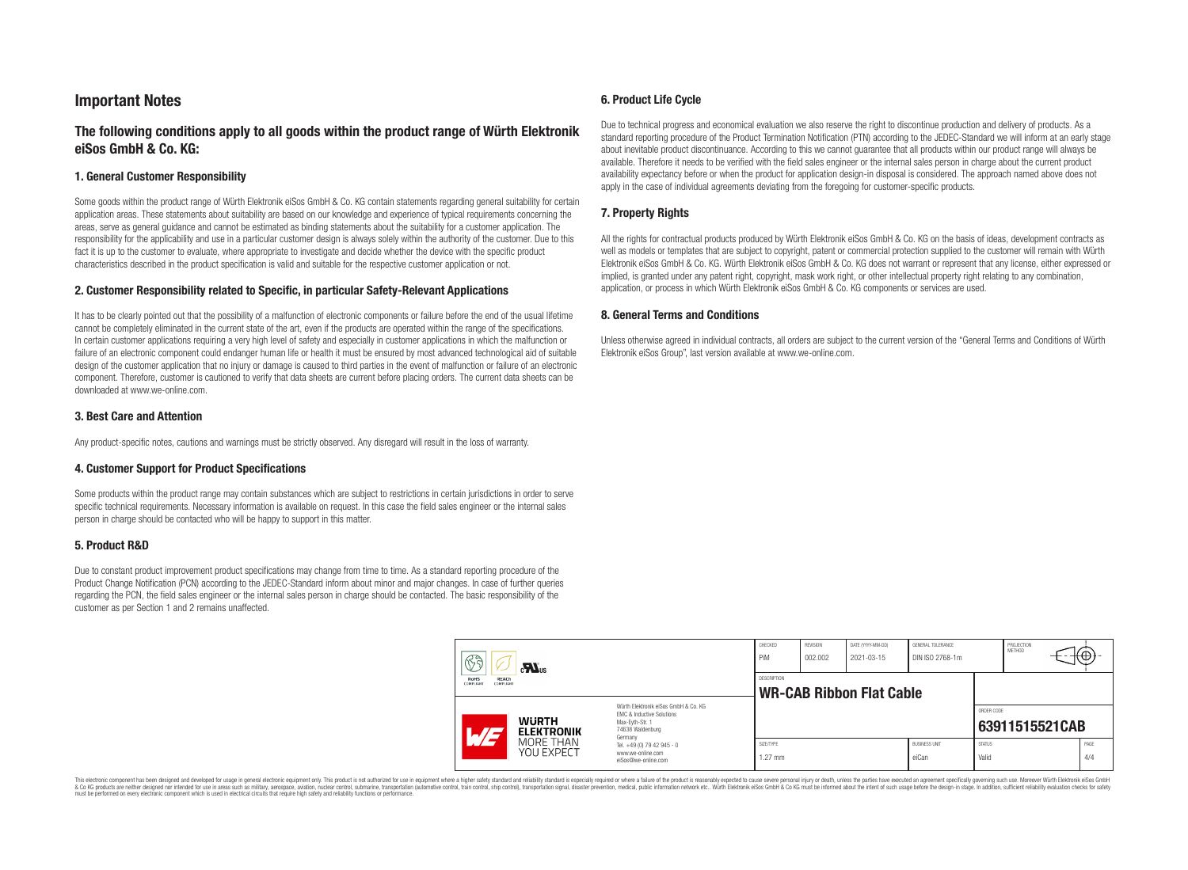# Important Notes

## The following conditions apply to all goods within the product range of Würth Elektronik eiSos GmbH & Co. KG:

### 1. General Customer Responsibility

Some goods within the product range of Würth Elektronik eiSos GmbH & Co. KG contain statements regarding general suitability for certain application areas. These statements about suitability are based on our knowledge and experience of typical requirements concerning the areas, serve as general guidance and cannot be estimated as binding statements about the suitability for a customer application. The responsibility for the applicability and use in a particular customer design is always solely within the authority of the customer. Due to this fact it is up to the customer to evaluate, where appropriate to investigate and decide whether the device with the specific product characteristics described in the product specification is valid and suitable for the respective customer application or not.

### 2. Customer Responsibility related to Specific, in particular Safety-Relevant Applications

It has to be clearly pointed out that the possibility of a malfunction of electronic components or failure before the end of the usual lifetime cannot be completely eliminated in the current state of the art, even if the products are operated within the range of the specifications. In certain customer applications requiring a very high level of safety and especially in customer applications in which the malfunction or failure of an electronic component could endanger human life or health it must be ensured by most advanced technological aid of suitable design of the customer application that no injury or damage is caused to third parties in the event of malfunction or failure of an electronic component. Therefore, customer is cautioned to verify that data sheets are current before placing orders. The current data sheets can be downloaded at www.we-online.com.

### 3. Best Care and Attention

Any product-specific notes, cautions and warnings must be strictly observed. Any disregard will result in the loss of warranty.

### 4. Customer Support for Product Specifications

Some products within the product range may contain substances which are subject to restrictions in certain jurisdictions in order to serve specific technical requirements. Necessary information is available on request. In this case the field sales engineer or the internal sales person in charge should be contacted who will be happy to support in this matter.

### 5. Product R&D

Due to constant product improvement product specifications may change from time to time. As a standard reporting procedure of the Product Change Notification (PCN) according to the JEDEC-Standard inform about minor and major changes. In case of further queries regarding the PCN, the field sales engineer or the internal sales person in charge should be contacted. The basic responsibility of the customer as per Section 1 and 2 remains unaffected.

### 6. Product Life Cycle

Due to technical progress and economical evaluation we also reserve the right to discontinue production and delivery of products. As a standard reporting procedure of the Product Termination Notification (PTN) according to the JEDEC-Standard we will inform at an early stage about inevitable product discontinuance. According to this we cannot guarantee that all products within our product range will always be available. Therefore it needs to be verified with the field sales engineer or the internal sales person in charge about the current product availability expectancy before or when the product for application design-in disposal is considered. The approach named above does not apply in the case of individual agreements deviating from the foregoing for customer-specific products.

### 7. Property Rights

All the rights for contractual products produced by Würth Elektronik eiSos GmbH & Co. KG on the basis of ideas, development contracts as well as models or templates that are subject to copyright, patent or commercial protection supplied to the customer will remain with Würth Elektronik eiSos GmbH & Co. KG. Würth Elektronik eiSos GmbH & Co. KG does not warrant or represent that any license, either expressed or implied, is granted under any patent right, copyright, mask work right, or other intellectual property right relating to any combination, application, or process in which Würth Elektronik eiSos GmbH & Co. KG components or services are used.

### 8. General Terms and Conditions

Unless otherwise agreed in individual contracts, all orders are subject to the current version of the "General Terms and Conditions of Würth Elektronik eiSos Group", last version available at www.we-online.com.

| | | | | | | | |
|---|---|---|---|---|---|---|---|
| RoHS COMPLIANT / REACh COMPLIANT / cULus | CHECKED PiM | REVISION 002.002 | DATE (YYYY-MM-DD) 2021-03-15 | GENERAL TOLERANCE DIN ISO 2768-1m | | PROJECTION METHOD | |
| | DESCRIPTION **WR-CAB Ribbon Flat Cable** | | | | | | |
| WÜRTH ELEKTRONIK MORE THAN YOU EXPECT — Würth Elektronik eiSos GmbH & Co. KG, EMC & Inductive Solutions, Max-Eyth-Str. 1, 74638 Waldenburg, Germany, Tel. +49 (0) 79 42 945 - 0, www.we-online.com, eiSos@we-online.com | | | | | ORDER CODE **63911515521CAB** | | |
| | SIZE/TYPE 1.27 mm | | | BUSINESS UNIT eiCan | STATUS Valid | | PAGE 4/4 |

This electronic component has been designed and developed for usage in general electronic equipment only. This product is not authorized for use in equipment where a higher safety standard and reliability standard is especially required or where a failure of the product is reasonably expected to cause severe personal injury or death, unless the parties have executed an agreement specifically governing such use. Moreover Würth Elektronik eiSos GmbH & Co KG products are neither designed nor intended for use in areas such as military, aerospace, aviation, nuclear control, submarine, transportation (automotive control, train control, ship control), transportation signal, disaster prevention, medical, public information network etc.. Würth Elektronik eiSos GmbH & Co KG must be informed about the intent of such usage before the design-in stage. In addition, sufficient reliability evaluation checks for safety must be performed on every electronic component which is used in electrical circuits that require high safety and reliability functions or performance.